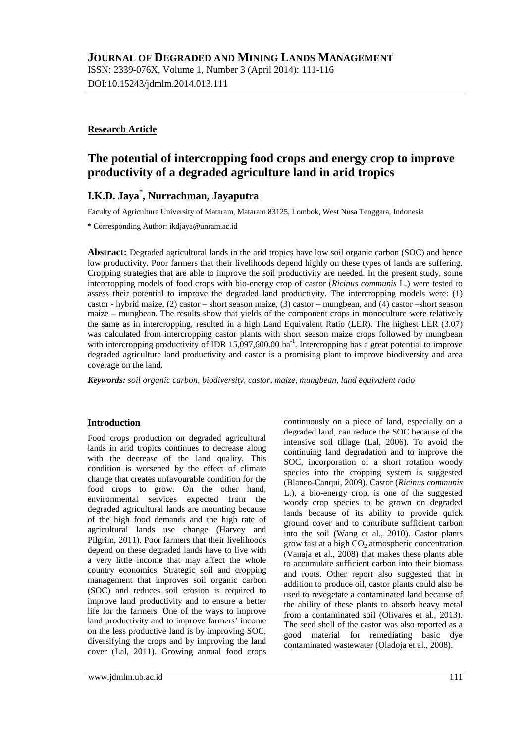# JOURNAL OF DEGRADED AND MINING LANDS MANAGEMENT

ISSN: 2339-076X, Volume 1, Number 3 (April 2014): 111-116

DOI:10.15243/jdmlm.2014.013.111

**Research Article**

## The potential of intercropping food crops and energy crop to improve productivity of a degraded agriculture land in arid tropics

### I.K.D. Jaya[*], Nurrachman, Jayaputra

Faculty of Agriculture University of Mataram, Mataram 83125, Lombok, West Nusa Tenggara, Indonesia

* Corresponding Author: ikdjaya@unram.ac.id

**Abstract:** Degraded agricultural lands in the arid tropics have low soil organic carbon (SOC) and hence low productivity. Poor farmers that their livelihoods depend highly on these types of lands are suffering. Cropping strategies that are able to improve the soil productivity are needed. In the present study, some intercropping models of food crops with bio-energy crop of castor (*Ricinus communis* L.) were tested to assess their potential to improve the degraded land productivity. The intercropping models were: (1) castor - hybrid maize, (2) castor – short season maize, (3) castor – mungbean, and (4) castor –short season maize – mungbean. The results show that yields of the component crops in monoculture were relatively the same as in intercropping, resulted in a high Land Equivalent Ratio (LER). The highest LER (3.07) was calculated from intercropping castor plants with short season maize crops followed by mungbean with intercropping productivity of IDR 15,097,600.00 ha$^{-1}$. Intercropping has a great potential to improve degraded agriculture land productivity and castor is a promising plant to improve biodiversity and area coverage on the land.

***Keywords:** soil organic carbon, biodiversity, castor, maize, mungbean, land equivalent ratio*

## Introduction

Food crops production on degraded agricultural lands in arid tropics continues to decrease along with the decrease of the land quality. This condition is worsened by the effect of climate change that creates unfavourable condition for the food crops to grow. On the other hand, environmental services expected from the degraded agricultural lands are mounting because of the high food demands and the high rate of agricultural lands use change (Harvey and Pilgrim, 2011). Poor farmers that their livelihoods depend on these degraded lands have to live with a very little income that may affect the whole country economics. Strategic soil and cropping management that improves soil organic carbon (SOC) and reduces soil erosion is required to improve land productivity and to ensure a better life for the farmers. One of the ways to improve land productivity and to improve farmers' income on the less productive land is by improving SOC, diversifying the crops and by improving the land cover (Lal, 2011). Growing annual food crops continuously on a piece of land, especially on a degraded land, can reduce the SOC because of the intensive soil tillage (Lal, 2006). To avoid the continuing land degradation and to improve the SOC, incorporation of a short rotation woody species into the cropping system is suggested (Blanco-Canqui, 2009). Castor (*Ricinus communis* L.), a bio-energy crop, is one of the suggested woody crop species to be grown on degraded lands because of its ability to provide quick ground cover and to contribute sufficient carbon into the soil (Wang et al., 2010). Castor plants grow fast at a high $CO_2$ atmospheric concentration (Vanaja et al., 2008) that makes these plants able to accumulate sufficient carbon into their biomass and roots. Other report also suggested that in addition to produce oil, castor plants could also be used to revegetate a contaminated land because of the ability of these plants to absorb heavy metal from a contaminated soil (Olivares et al., 2013). The seed shell of the castor was also reported as a good material for remediating basic dye contaminated wastewater (Oladoja et al., 2008).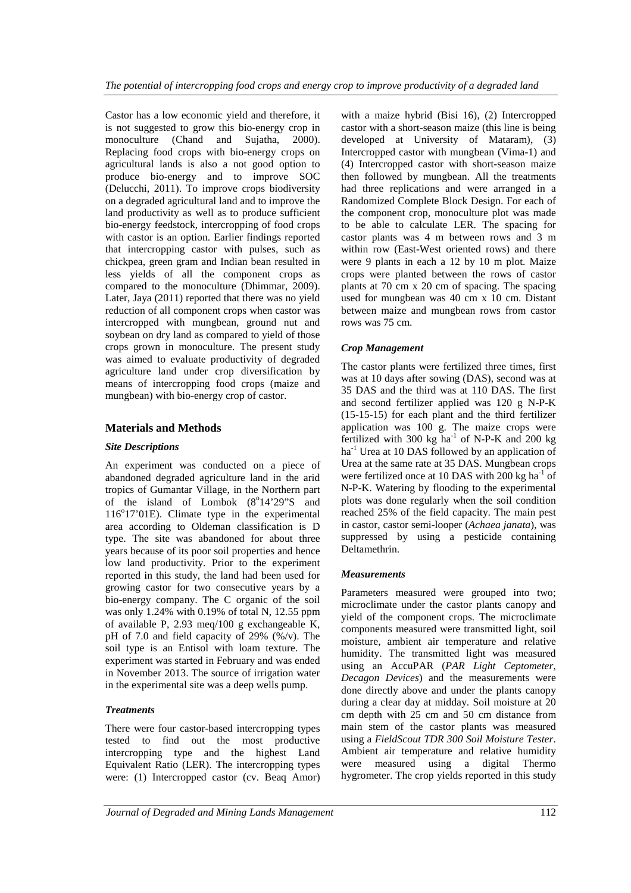Castor has a low economic yield and therefore, it is not suggested to grow this bio-energy crop in monoculture (Chand and Sujatha, 2000). Replacing food crops with bio-energy crops on agricultural lands is also a not good option to produce bio-energy and to improve SOC (Delucchi, 2011). To improve crops biodiversity on a degraded agricultural land and to improve the land productivity as well as to produce sufficient bio-energy feedstock, intercropping of food crops with castor is an option. Earlier findings reported that intercropping castor with pulses, such as chickpea, green gram and Indian bean resulted in less yields of all the component crops as compared to the monoculture (Dhimmar, 2009). Later, Jaya (2011) reported that there was no yield reduction of all component crops when castor was intercropped with mungbean, ground nut and soybean on dry land as compared to yield of those crops grown in monoculture. The present study was aimed to evaluate productivity of degraded agriculture land under crop diversification by means of intercropping food crops (maize and mungbean) with bio-energy crop of castor.

## Materials and Methods

### *Site Descriptions*

An experiment was conducted on a piece of abandoned degraded agriculture land in the arid tropics of Gumantar Village, in the Northern part of the island of Lombok (8°14'29"S and 116°17'01E). Climate type in the experimental area according to Oldeman classification is D type. The site was abandoned for about three years because of its poor soil properties and hence low land productivity. Prior to the experiment reported in this study, the land had been used for growing castor for two consecutive years by a bio-energy company. The C organic of the soil was only 1.24% with 0.19% of total N, 12.55 ppm of available P, 2.93 meq/100 g exchangeable K, pH of 7.0 and field capacity of 29% (%/v). The soil type is an Entisol with loam texture. The experiment was started in February and was ended in November 2013. The source of irrigation water in the experimental site was a deep wells pump.

### *Treatments*

There were four castor-based intercropping types tested to find out the most productive intercropping type and the highest Land Equivalent Ratio (LER). The intercropping types were: (1) Intercropped castor (cv. Beaq Amor) with a maize hybrid (Bisi 16), (2) Intercropped castor with a short-season maize (this line is being developed at University of Mataram), (3) Intercropped castor with mungbean (Vima-1) and (4) Intercropped castor with short-season maize then followed by mungbean. All the treatments had three replications and were arranged in a Randomized Complete Block Design. For each of the component crop, monoculture plot was made to be able to calculate LER. The spacing for castor plants was 4 m between rows and 3 m within row (East-West oriented rows) and there were 9 plants in each a 12 by 10 m plot. Maize crops were planted between the rows of castor plants at 70 cm x 20 cm of spacing. The spacing used for mungbean was 40 cm x 10 cm. Distant between maize and mungbean rows from castor rows was 75 cm.

### *Crop Management*

The castor plants were fertilized three times, first was at 10 days after sowing (DAS), second was at 35 DAS and the third was at 110 DAS. The first and second fertilizer applied was 120 g N-P-K (15-15-15) for each plant and the third fertilizer application was 100 g. The maize crops were fertilized with 300 kg ha$^{-1}$ of N-P-K and 200 kg ha$^{-1}$ Urea at 10 DAS followed by an application of Urea at the same rate at 35 DAS. Mungbean crops were fertilized once at 10 DAS with 200 kg ha$^{-1}$ of N-P-K. Watering by flooding to the experimental plots was done regularly when the soil condition reached 25% of the field capacity. The main pest in castor, castor semi-looper (*Achaea janata*), was suppressed by using a pesticide containing Deltamethrin.

### *Measurements*

Parameters measured were grouped into two; microclimate under the castor plants canopy and yield of the component crops. The microclimate components measured were transmitted light, soil moisture, ambient air temperature and relative humidity. The transmitted light was measured using an AccuPAR (*PAR Light Ceptometer, Decagon Devices*) and the measurements were done directly above and under the plants canopy during a clear day at midday. Soil moisture at 20 cm depth with 25 cm and 50 cm distance from main stem of the castor plants was measured using a *FieldScout TDR 300 Soil Moisture Tester*. Ambient air temperature and relative humidity were measured using a digital Thermo hygrometer. The crop yields reported in this study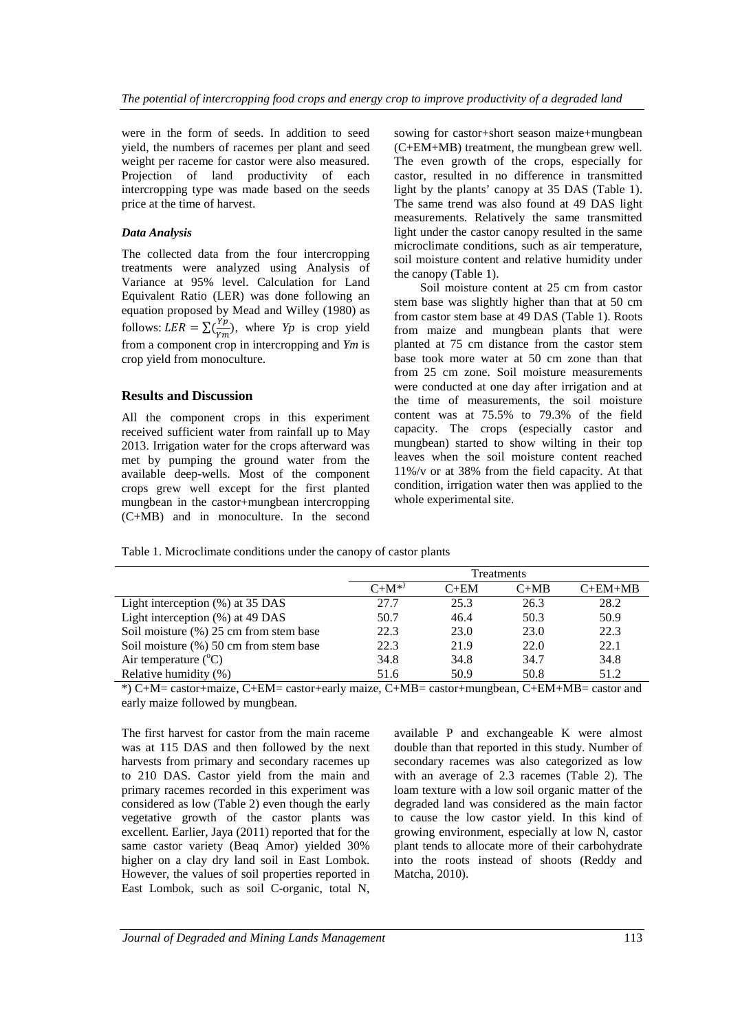were in the form of seeds. In addition to seed yield, the numbers of racemes per plant and seed weight per raceme for castor were also measured. Projection of land productivity of each intercropping type was made based on the seeds price at the time of harvest.

### *Data Analysis*

The collected data from the four intercropping treatments were analyzed using Analysis of Variance at 95% level. Calculation for Land Equivalent Ratio (LER) was done following an equation proposed by Mead and Willey (1980) as follows: $LER = \sum(\frac{Yp}{Ym})$, where *Yp* is crop yield from a component crop in intercropping and *Ym* is crop yield from monoculture.

## Results and Discussion

All the component crops in this experiment received sufficient water from rainfall up to May 2013. Irrigation water for the crops afterward was met by pumping the ground water from the available deep-wells. Most of the component crops grew well except for the first planted mungbean in the castor+mungbean intercropping (C+MB) and in monoculture. In the second sowing for castor+short season maize+mungbean (C+EM+MB) treatment, the mungbean grew well. The even growth of the crops, especially for castor, resulted in no difference in transmitted light by the plants' canopy at 35 DAS (Table 1). The same trend was also found at 49 DAS light measurements. Relatively the same transmitted light under the castor canopy resulted in the same microclimate conditions, such as air temperature, soil moisture content and relative humidity under the canopy (Table 1).

Soil moisture content at 25 cm from castor stem base was slightly higher than that at 50 cm from castor stem base at 49 DAS (Table 1). Roots from maize and mungbean plants that were planted at 75 cm distance from the castor stem base took more water at 50 cm zone than that from 25 cm zone. Soil moisture measurements were conducted at one day after irrigation and at the time of measurements, the soil moisture content was at 75.5% to 79.3% of the field capacity. The crops (especially castor and mungbean) started to show wilting in their top leaves when the soil moisture content reached 11%/v or at 38% from the field capacity. At that condition, irrigation water then was applied to the whole experimental site.

Table 1. Microclimate conditions under the canopy of castor plants

| | Treatments | | | |
|---|---|---|---|---|
| | C+M*) | C+EM | C+MB | C+EM+MB |
| Light interception (%) at 35 DAS | 27.7 | 25.3 | 26.3 | 28.2 |
| Light interception (%) at 49 DAS | 50.7 | 46.4 | 50.3 | 50.9 |
| Soil moisture (%) 25 cm from stem base | 22.3 | 23.0 | 23.0 | 22.3 |
| Soil moisture (%) 50 cm from stem base | 22.3 | 21.9 | 22.0 | 22.1 |
| Air temperature ($^{o}$C) | 34.8 | 34.8 | 34.7 | 34.8 |
| Relative humidity (%) | 51.6 | 50.9 | 50.8 | 51.2 |

*) C+M= castor+maize, C+EM= castor+early maize, C+MB= castor+mungbean, C+EM+MB= castor and early maize followed by mungbean.

The first harvest for castor from the main raceme was at 115 DAS and then followed by the next harvests from primary and secondary racemes up to 210 DAS. Castor yield from the main and primary racemes recorded in this experiment was considered as low (Table 2) even though the early vegetative growth of the castor plants was excellent. Earlier, Jaya (2011) reported that for the same castor variety (Beaq Amor) yielded 30% higher on a clay dry land soil in East Lombok. However, the values of soil properties reported in East Lombok, such as soil C-organic, total N, available P and exchangeable K were almost double than that reported in this study. Number of secondary racemes was also categorized as low with an average of 2.3 racemes (Table 2). The loam texture with a low soil organic matter of the degraded land was considered as the main factor to cause the low castor yield. In this kind of growing environment, especially at low N, castor plant tends to allocate more of their carbohydrate into the roots instead of shoots (Reddy and Matcha, 2010).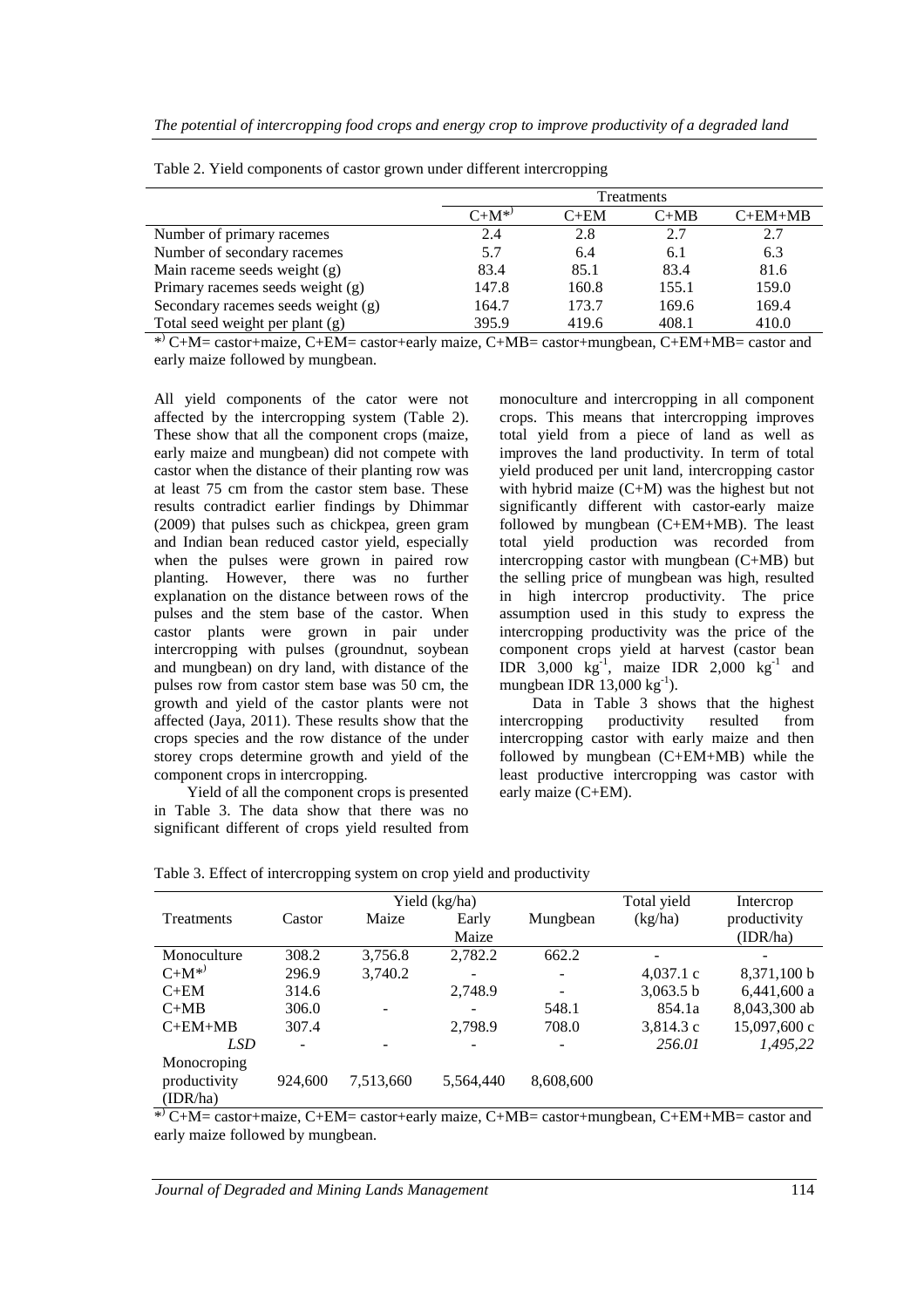Table 2. Yield components of castor grown under different intercropping

| | Treatments | | | |
|---|---|---|---|---|
| | C+M*) | C+EM | C+MB | C+EM+MB |
| Number of primary racemes | 2.4 | 2.8 | 2.7 | 2.7 |
| Number of secondary racemes | 5.7 | 6.4 | 6.1 | 6.3 |
| Main raceme seeds weight (g) | 83.4 | 85.1 | 83.4 | 81.6 |
| Primary racemes seeds weight (g) | 147.8 | 160.8 | 155.1 | 159.0 |
| Secondary racemes seeds weight (g) | 164.7 | 173.7 | 169.6 | 169.4 |
| Total seed weight per plant (g) | 395.9 | 419.6 | 408.1 | 410.0 |

*) C+M= castor+maize, C+EM= castor+early maize, C+MB= castor+mungbean, C+EM+MB= castor and early maize followed by mungbean.

All yield components of the cator were not affected by the intercropping system (Table 2). These show that all the component crops (maize, early maize and mungbean) did not compete with castor when the distance of their planting row was at least 75 cm from the castor stem base. These results contradict earlier findings by Dhimmar (2009) that pulses such as chickpea, green gram and Indian bean reduced castor yield, especially when the pulses were grown in paired row planting. However, there was no further explanation on the distance between rows of the pulses and the stem base of the castor. When castor plants were grown in pair under intercropping with pulses (groundnut, soybean and mungbean) on dry land, with distance of the pulses row from castor stem base was 50 cm, the growth and yield of the castor plants were not affected (Jaya, 2011). These results show that the crops species and the row distance of the under storey crops determine growth and yield of the component crops in intercropping.

Yield of all the component crops is presented in Table 3. The data show that there was no significant different of crops yield resulted from monoculture and intercropping in all component crops. This means that intercropping improves total yield from a piece of land as well as improves the land productivity. In term of total yield produced per unit land, intercropping castor with hybrid maize (C+M) was the highest but not significantly different with castor-early maize followed by mungbean (C+EM+MB). The least total yield production was recorded from intercropping castor with mungbean (C+MB) but the selling price of mungbean was high, resulted in high intercrop productivity. The price assumption used in this study to express the intercropping productivity was the price of the component crops yield at harvest (castor bean IDR 3,000 $kg^{-1}$, maize IDR 2,000 $kg^{-1}$ and mungbean IDR 13,000 $kg^{-1}$).

Data in Table 3 shows that the highest intercropping productivity resulted from intercropping castor with early maize and then followed by mungbean (C+EM+MB) while the least productive intercropping was castor with early maize (C+EM).

Table 3. Effect of intercropping system on crop yield and productivity

| Treatments | Yield (kg/ha) | | | | Total yield (kg/ha) | Intercrop productivity (IDR/ha) |
|---|---|---|---|---|---|---|
| | Castor | Maize | Early Maize | Mungbean | | |
| Monoculture | 308.2 | 3,756.8 | 2,782.2 | 662.2 | - | - |
| C+M*) | 296.9 | 3,740.2 | - | - | 4,037.1 c | 8,371,100 b |
| C+EM | 314.6 | | 2,748.9 | - | 3,063.5 b | 6,441,600 a |
| C+MB | 306.0 | - | - | 548.1 | 854.1a | 8,043,300 ab |
| C+EM+MB | 307.4 | | 2,798.9 | 708.0 | 3,814.3 c | 15,097,600 c |
| *LSD* | - | - | - | - | *256.01* | *1,495,22* |
| Monocroping productivity (IDR/ha) | 924,600 | 7,513,660 | 5,564,440 | 8,608,600 | | |

*) C+M= castor+maize, C+EM= castor+early maize, C+MB= castor+mungbean, C+EM+MB= castor and early maize followed by mungbean.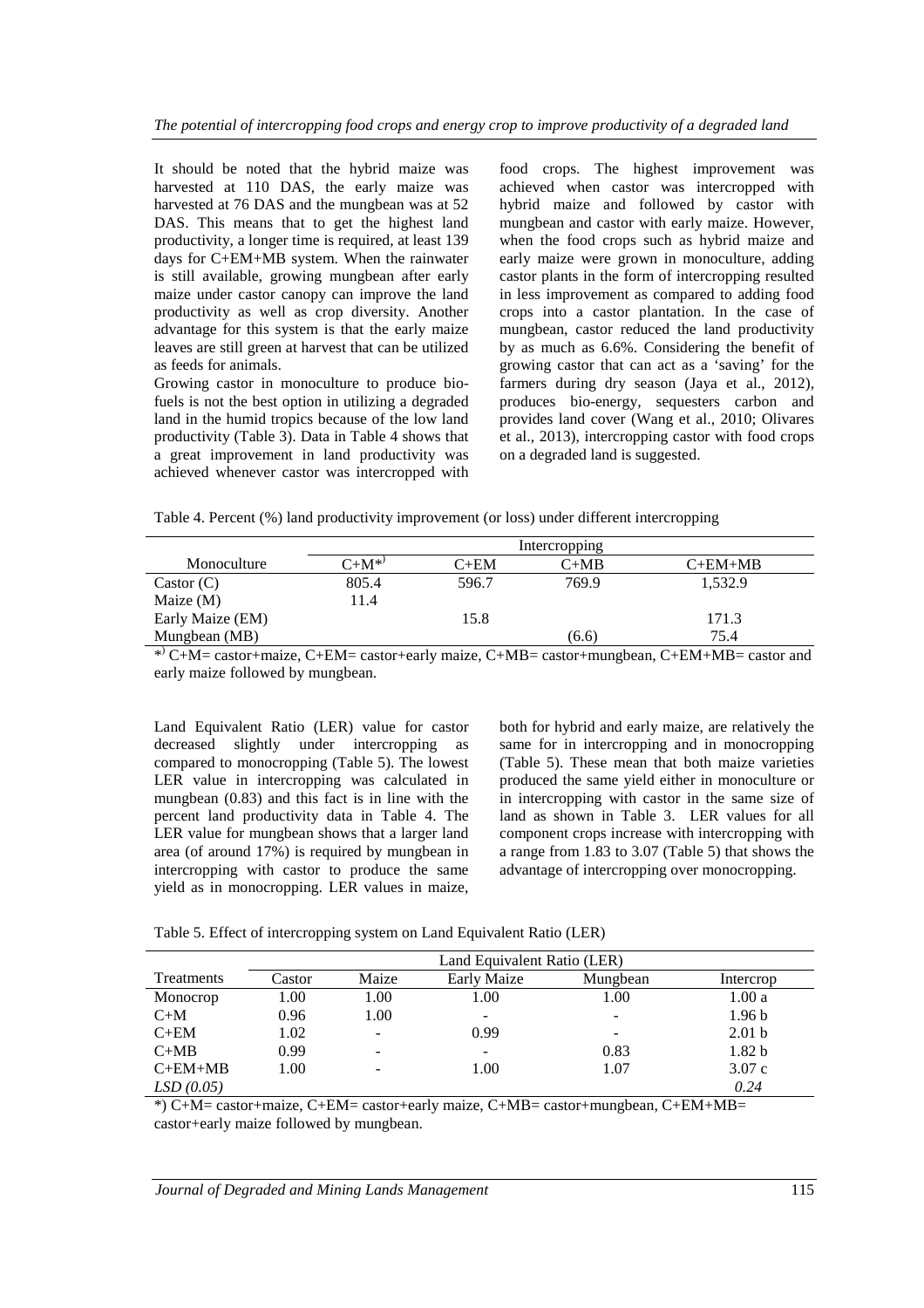It should be noted that the hybrid maize was harvested at 110 DAS, the early maize was harvested at 76 DAS and the mungbean was at 52 DAS. This means that to get the highest land productivity, a longer time is required, at least 139 days for C+EM+MB system. When the rainwater is still available, growing mungbean after early maize under castor canopy can improve the land productivity as well as crop diversity. Another advantage for this system is that the early maize leaves are still green at harvest that can be utilized as feeds for animals.

Growing castor in monoculture to produce bio-fuels is not the best option in utilizing a degraded land in the humid tropics because of the low land productivity (Table 3). Data in Table 4 shows that a great improvement in land productivity was achieved whenever castor was intercropped with food crops. The highest improvement was achieved when castor was intercropped with hybrid maize and followed by castor with mungbean and castor with early maize. However, when the food crops such as hybrid maize and early maize were grown in monoculture, adding castor plants in the form of intercropping resulted in less improvement as compared to adding food crops into a castor plantation. In the case of mungbean, castor reduced the land productivity by as much as 6.6%. Considering the benefit of growing castor that can act as a 'saving' for the farmers during dry season (Jaya et al., 2012), produces bio-energy, sequesters carbon and provides land cover (Wang et al., 2010; Olivares et al., 2013), intercropping castor with food crops on a degraded land is suggested.

Table 4. Percent (%) land productivity improvement (or loss) under different intercropping

| Monoculture | Intercropping | | | |
|---|---|---|---|---|
| | C+M*) | C+EM | C+MB | C+EM+MB |
| Castor (C) | 805.4 | 596.7 | 769.9 | 1,532.9 |
| Maize (M) | 11.4 | | | |
| Early Maize (EM) | | 15.8 | | 171.3 |
| Mungbean (MB) | | | (6.6) | 75.4 |

*) C+M= castor+maize, C+EM= castor+early maize, C+MB= castor+mungbean, C+EM+MB= castor and early maize followed by mungbean.

Land Equivalent Ratio (LER) value for castor decreased slightly under intercropping as compared to monocropping (Table 5). The lowest LER value in intercropping was calculated in mungbean (0.83) and this fact is in line with the percent land productivity data in Table 4. The LER value for mungbean shows that a larger land area (of around 17%) is required by mungbean in intercropping with castor to produce the same yield as in monocropping. LER values in maize, both for hybrid and early maize, are relatively the same for in intercropping and in monocropping (Table 5). These mean that both maize varieties produced the same yield either in monoculture or in intercropping with castor in the same size of land as shown in Table 3. LER values for all component crops increase with intercropping with a range from 1.83 to 3.07 (Table 5) that shows the advantage of intercropping over monocropping.

Table 5. Effect of intercropping system on Land Equivalent Ratio (LER)

| Treatments | Land Equivalent Ratio (LER) | | | | |
|---|---|---|---|---|---|
| | Castor | Maize | Early Maize | Mungbean | Intercrop |
| Monocrop | 1.00 | 1.00 | 1.00 | 1.00 | 1.00 a |
| C+M | 0.96 | 1.00 | - | - | 1.96 b |
| C+EM | 1.02 | - | 0.99 | - | 2.01 b |
| C+MB | 0.99 | - | - | 0.83 | 1.82 b |
| C+EM+MB | 1.00 | - | 1.00 | 1.07 | 3.07 c |
| *LSD (0.05)* | | | | | *0.24* |

*) C+M= castor+maize, C+EM= castor+early maize, C+MB= castor+mungbean, C+EM+MB= castor+early maize followed by mungbean.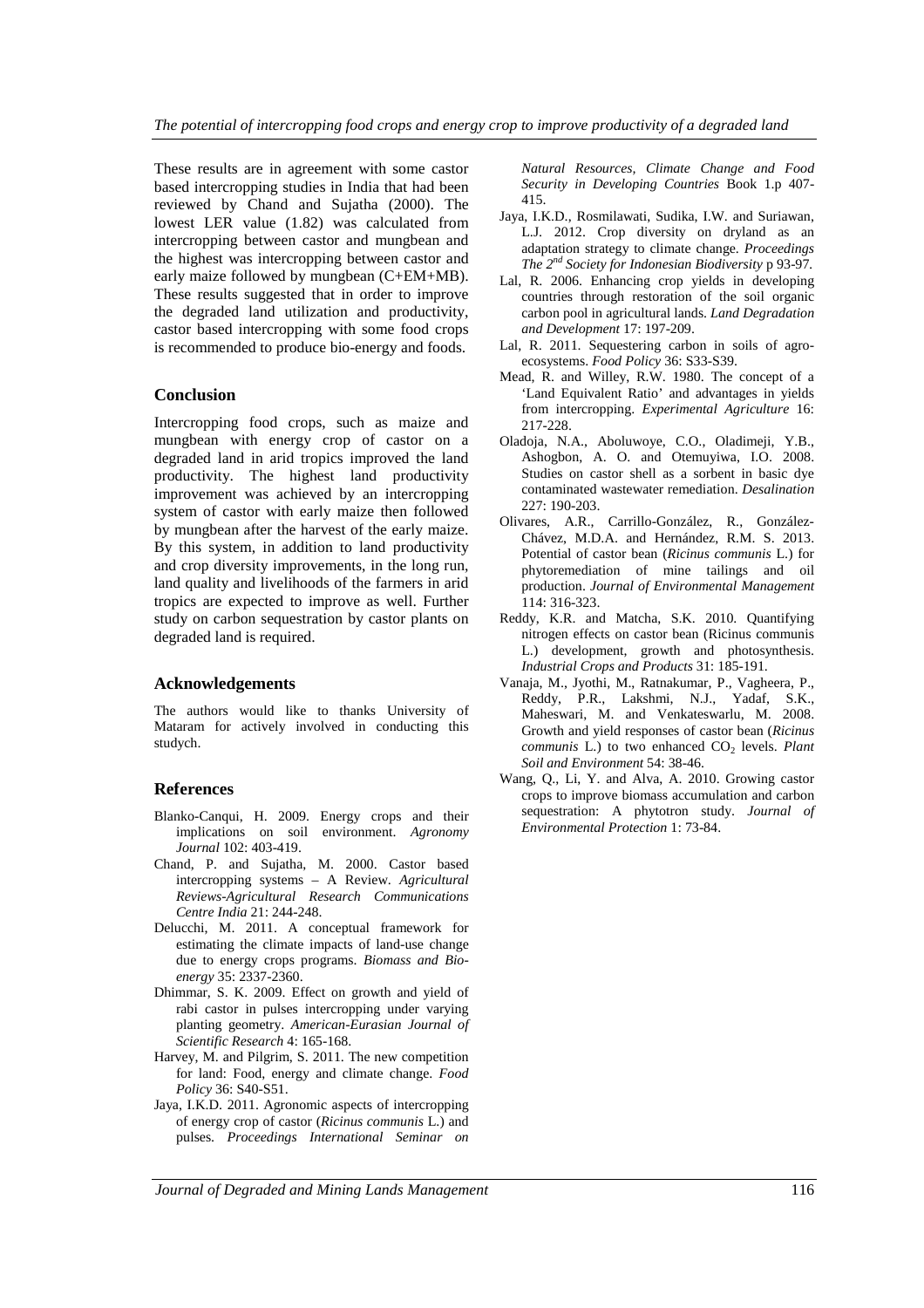These results are in agreement with some castor based intercropping studies in India that had been reviewed by Chand and Sujatha (2000). The lowest LER value (1.82) was calculated from intercropping between castor and mungbean and the highest was intercropping between castor and early maize followed by mungbean (C+EM+MB). These results suggested that in order to improve the degraded land utilization and productivity, castor based intercropping with some food crops is recommended to produce bio-energy and foods.

## Conclusion

Intercropping food crops, such as maize and mungbean with energy crop of castor on a degraded land in arid tropics improved the land productivity. The highest land productivity improvement was achieved by an intercropping system of castor with early maize then followed by mungbean after the harvest of the early maize. By this system, in addition to land productivity and crop diversity improvements, in the long run, land quality and livelihoods of the farmers in arid tropics are expected to improve as well. Further study on carbon sequestration by castor plants on degraded land is required.

## Acknowledgements

The authors would like to thanks University of Mataram for actively involved in conducting this studych.

## References

- Blanko-Canqui, H. 2009. Energy crops and their implications on soil environment. *Agronomy Journal* 102: 403-419.
- Chand, P. and Sujatha, M. 2000. Castor based intercropping systems – A Review. *Agricultural Reviews-Agricultural Research Communications Centre India* 21: 244-248.
- Delucchi, M. 2011. A conceptual framework for estimating the climate impacts of land-use change due to energy crops programs. *Biomass and Bio-energy* 35: 2337-2360.
- Dhimmar, S. K. 2009. Effect on growth and yield of rabi castor in pulses intercropping under varying planting geometry. *American-Eurasian Journal of Scientific Research* 4: 165-168.
- Harvey, M. and Pilgrim, S. 2011. The new competition for land: Food, energy and climate change. *Food Policy* 36: S40-S51.
- Jaya, I.K.D. 2011. Agronomic aspects of intercropping of energy crop of castor (*Ricinus communis* L.) and pulses. *Proceedings International Seminar on Natural Resources, Climate Change and Food Security in Developing Countries* Book 1.p 407-415.
- Jaya, I.K.D., Rosmilawati, Sudika, I.W. and Suriawan, L.J. 2012. Crop diversity on dryland as an adaptation strategy to climate change. *Proceedings The 2nd Society for Indonesian Biodiversity* p 93-97.
- Lal, R. 2006. Enhancing crop yields in developing countries through restoration of the soil organic carbon pool in agricultural lands. *Land Degradation and Development* 17: 197-209.
- Lal, R. 2011. Sequestering carbon in soils of agro-ecosystems. *Food Policy* 36: S33-S39.
- Mead, R. and Willey, R.W. 1980. The concept of a 'Land Equivalent Ratio' and advantages in yields from intercropping. *Experimental Agriculture* 16: 217-228.
- Oladoja, N.A., Aboluwoye, C.O., Oladimeji, Y.B., Ashogbon, A. O. and Otemuyiwa, I.O. 2008. Studies on castor shell as a sorbent in basic dye contaminated wastewater remediation. *Desalination* 227: 190-203.
- Olivares, A.R., Carrillo-González, R., González-Chávez, M.D.A. and Hernández, R.M. S. 2013. Potential of castor bean (*Ricinus communis* L.) for phytoremediation of mine tailings and oil production. *Journal of Environmental Management* 114: 316-323.
- Reddy, K.R. and Matcha, S.K. 2010. Quantifying nitrogen effects on castor bean (Ricinus communis L.) development, growth and photosynthesis. *Industrial Crops and Products* 31: 185-191.
- Vanaja, M., Jyothi, M., Ratnakumar, P., Vagheera, P., Reddy, P.R., Lakshmi, N.J., Yadaf, S.K., Maheswari, M. and Venkateswarlu, M. 2008. Growth and yield responses of castor bean (*Ricinus communis* L.) to two enhanced $CO_2$ levels. *Plant Soil and Environment* 54: 38-46.
- Wang, Q., Li, Y. and Alva, A. 2010. Growing castor crops to improve biomass accumulation and carbon sequestration: A phytotron study. *Journal of Environmental Protection* 1: 73-84.